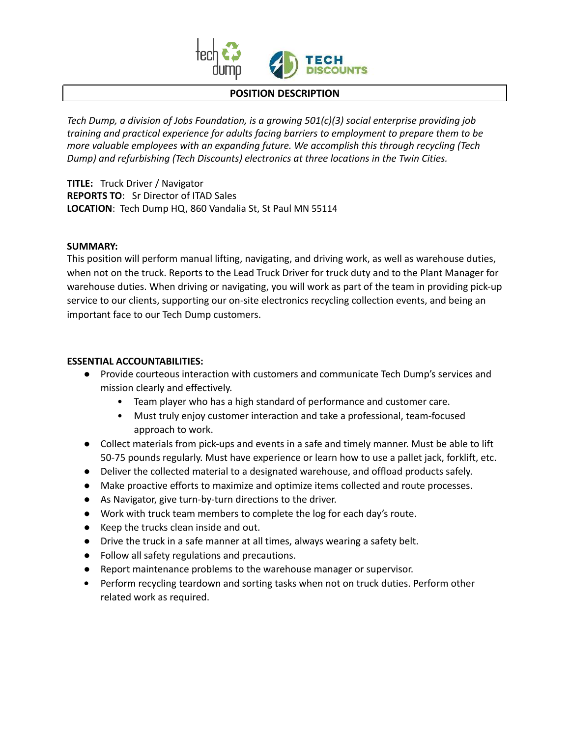# POSITION DESCRIPTION

*Tech Dump, a division of Jobs Foundation, is a growing 501(c)(3) social enterprise providing job training and practical experience for adults facing barriers to employment to prepare them to be more valuable employees with an expanding future. We accomplish this through recycling (Tech Dump) and refurbishing (Tech Discounts) electronics at three locations in the Twin Cities.*

**TITLE:** Truck Driver / Navigator
**REPORTS TO**: Sr Director of ITAD Sales
**LOCATION**: Tech Dump HQ, 860 Vandalia St, St Paul MN 55114

**SUMMARY:**
This position will perform manual lifting, navigating, and driving work, as well as warehouse duties, when not on the truck. Reports to the Lead Truck Driver for truck duty and to the Plant Manager for warehouse duties. When driving or navigating, you will work as part of the team in providing pick-up service to our clients, supporting our on-site electronics recycling collection events, and being an important face to our Tech Dump customers.

**ESSENTIAL ACCOUNTABILITIES:**

- Provide courteous interaction with customers and communicate Tech Dump's services and mission clearly and effectively.
  - Team player who has a high standard of performance and customer care.
  - Must truly enjoy customer interaction and take a professional, team-focused approach to work.
- Collect materials from pick-ups and events in a safe and timely manner. Must be able to lift 50-75 pounds regularly. Must have experience or learn how to use a pallet jack, forklift, etc.
- Deliver the collected material to a designated warehouse, and offload products safely.
- Make proactive efforts to maximize and optimize items collected and route processes.
- As Navigator, give turn-by-turn directions to the driver.
- Work with truck team members to complete the log for each day's route.
- Keep the trucks clean inside and out.
- Drive the truck in a safe manner at all times, always wearing a safety belt.
- Follow all safety regulations and precautions.
- Report maintenance problems to the warehouse manager or supervisor.
- Perform recycling teardown and sorting tasks when not on truck duties. Perform other related work as required.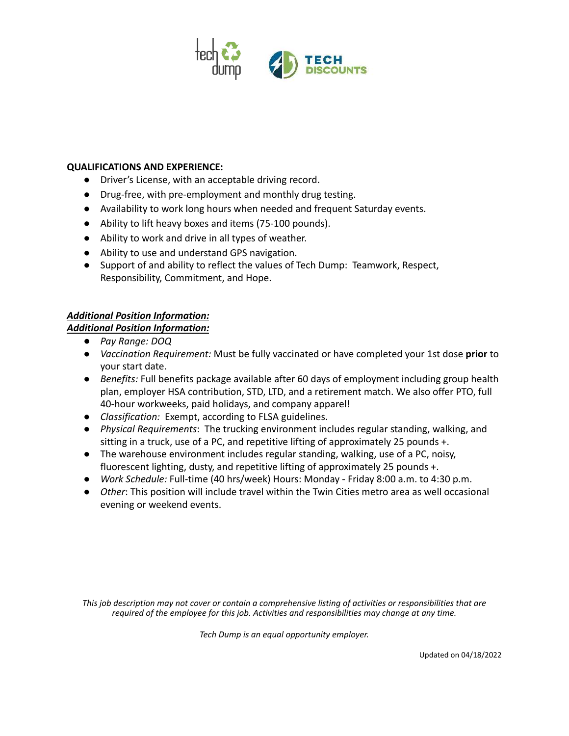**QUALIFICATIONS AND EXPERIENCE:**

- Driver's License, with an acceptable driving record.
- Drug-free, with pre-employment and monthly drug testing.
- Availability to work long hours when needed and frequent Saturday events.
- Ability to lift heavy boxes and items (75-100 pounds).
- Ability to work and drive in all types of weather.
- Ability to use and understand GPS navigation.
- Support of and ability to reflect the values of Tech Dump: Teamwork, Respect, Responsibility, Commitment, and Hope.

***<u>Additional Position Information:</u>***
***<u>Additional Position Information:</u>***

- *Pay Range: DOQ*
- *Vaccination Requirement:* Must be fully vaccinated or have completed your 1st dose **prior** to your start date.
- *Benefits:* Full benefits package available after 60 days of employment including group health plan, employer HSA contribution, STD, LTD, and a retirement match. We also offer PTO, full 40-hour workweeks, paid holidays, and company apparel!
- *Classification:* Exempt, according to FLSA guidelines.
- *Physical Requirements*: The trucking environment includes regular standing, walking, and sitting in a truck, use of a PC, and repetitive lifting of approximately 25 pounds +.
- The warehouse environment includes regular standing, walking, use of a PC, noisy, fluorescent lighting, dusty, and repetitive lifting of approximately 25 pounds +.
- *Work Schedule:* Full-time (40 hrs/week) Hours: Monday - Friday 8:00 a.m. to 4:30 p.m.
- *Other*: This position will include travel within the Twin Cities metro area as well occasional evening or weekend events.

*This job description may not cover or contain a comprehensive listing of activities or responsibilities that are required of the employee for this job. Activities and responsibilities may change at any time.*

*Tech Dump is an equal opportunity employer.*

Updated on 04/18/2022